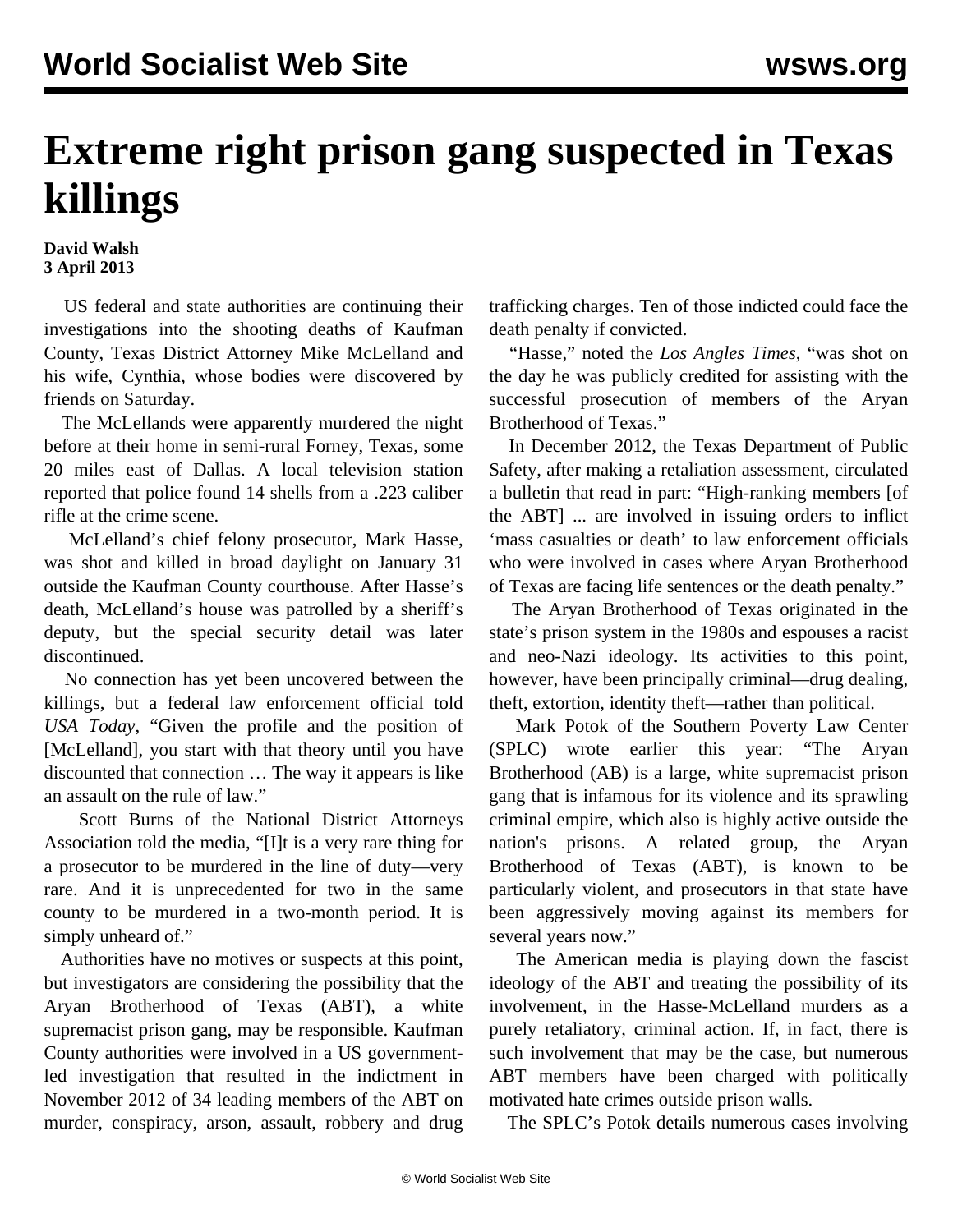# Extreme right prison gang suspected in Texas killings

**David Walsh**
**3 April 2013**

US federal and state authorities are continuing their investigations into the shooting deaths of Kaufman County, Texas District Attorney Mike McLelland and his wife, Cynthia, whose bodies were discovered by friends on Saturday.

The McLellands were apparently murdered the night before at their home in semi-rural Forney, Texas, some 20 miles east of Dallas. A local television station reported that police found 14 shells from a .223 caliber rifle at the crime scene.

McLelland's chief felony prosecutor, Mark Hasse, was shot and killed in broad daylight on January 31 outside the Kaufman County courthouse. After Hasse's death, McLelland's house was patrolled by a sheriff's deputy, but the special security detail was later discontinued.

No connection has yet been uncovered between the killings, but a federal law enforcement official told *USA Today*, "Given the profile and the position of [McLelland], you start with that theory until you have discounted that connection … The way it appears is like an assault on the rule of law."

Scott Burns of the National District Attorneys Association told the media, "[I]t is a very rare thing for a prosecutor to be murdered in the line of duty—very rare. And it is unprecedented for two in the same county to be murdered in a two-month period. It is simply unheard of."

Authorities have no motives or suspects at this point, but investigators are considering the possibility that the Aryan Brotherhood of Texas (ABT), a white supremacist prison gang, may be responsible. Kaufman County authorities were involved in a US government-led investigation that resulted in the indictment in November 2012 of 34 leading members of the ABT on murder, conspiracy, arson, assault, robbery and drug trafficking charges. Ten of those indicted could face the death penalty if convicted.

"Hasse," noted the *Los Angles Times*, "was shot on the day he was publicly credited for assisting with the successful prosecution of members of the Aryan Brotherhood of Texas."

In December 2012, the Texas Department of Public Safety, after making a retaliation assessment, circulated a bulletin that read in part: "High-ranking members [of the ABT] ... are involved in issuing orders to inflict 'mass casualties or death' to law enforcement officials who were involved in cases where Aryan Brotherhood of Texas are facing life sentences or the death penalty."

The Aryan Brotherhood of Texas originated in the state's prison system in the 1980s and espouses a racist and neo-Nazi ideology. Its activities to this point, however, have been principally criminal—drug dealing, theft, extortion, identity theft—rather than political.

Mark Potok of the Southern Poverty Law Center (SPLC) wrote earlier this year: "The Aryan Brotherhood (AB) is a large, white supremacist prison gang that is infamous for its violence and its sprawling criminal empire, which also is highly active outside the nation's prisons. A related group, the Aryan Brotherhood of Texas (ABT), is known to be particularly violent, and prosecutors in that state have been aggressively moving against its members for several years now."

The American media is playing down the fascist ideology of the ABT and treating the possibility of its involvement, in the Hasse-McLelland murders as a purely retaliatory, criminal action. If, in fact, there is such involvement that may be the case, but numerous ABT members have been charged with politically motivated hate crimes outside prison walls.

The SPLC's Potok details numerous cases involving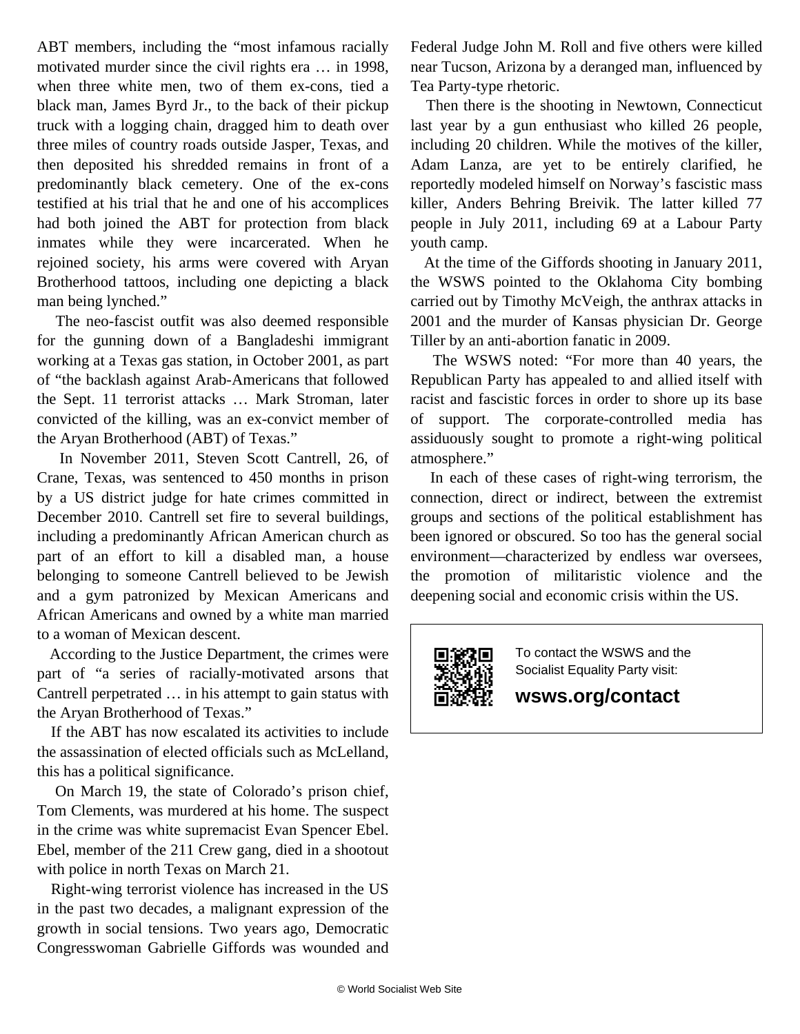ABT members, including the "most infamous racially motivated murder since the civil rights era … in 1998, when three white men, two of them ex-cons, tied a black man, James Byrd Jr., to the back of their pickup truck with a logging chain, dragged him to death over three miles of country roads outside Jasper, Texas, and then deposited his shredded remains in front of a predominantly black cemetery. One of the ex-cons testified at his trial that he and one of his accomplices had both joined the ABT for protection from black inmates while they were incarcerated. When he rejoined society, his arms were covered with Aryan Brotherhood tattoos, including one depicting a black man being lynched."

The neo-fascist outfit was also deemed responsible for the gunning down of a Bangladeshi immigrant working at a Texas gas station, in October 2001, as part of "the backlash against Arab-Americans that followed the Sept. 11 terrorist attacks … Mark Stroman, later convicted of the killing, was an ex-convict member of the Aryan Brotherhood (ABT) of Texas."

In November 2011, Steven Scott Cantrell, 26, of Crane, Texas, was sentenced to 450 months in prison by a US district judge for hate crimes committed in December 2010. Cantrell set fire to several buildings, including a predominantly African American church as part of an effort to kill a disabled man, a house belonging to someone Cantrell believed to be Jewish and a gym patronized by Mexican Americans and African Americans and owned by a white man married to a woman of Mexican descent.

According to the Justice Department, the crimes were part of "a series of racially-motivated arsons that Cantrell perpetrated … in his attempt to gain status with the Aryan Brotherhood of Texas."

If the ABT has now escalated its activities to include the assassination of elected officials such as McLelland, this has a political significance.

On March 19, the state of Colorado's prison chief, Tom Clements, was murdered at his home. The suspect in the crime was white supremacist Evan Spencer Ebel. Ebel, member of the 211 Crew gang, died in a shootout with police in north Texas on March 21.

Right-wing terrorist violence has increased in the US in the past two decades, a malignant expression of the growth in social tensions. Two years ago, Democratic Congresswoman Gabrielle Giffords was wounded and Federal Judge John M. Roll and five others were killed near Tucson, Arizona by a deranged man, influenced by Tea Party-type rhetoric.

Then there is the shooting in Newtown, Connecticut last year by a gun enthusiast who killed 26 people, including 20 children. While the motives of the killer, Adam Lanza, are yet to be entirely clarified, he reportedly modeled himself on Norway's fascistic mass killer, Anders Behring Breivik. The latter killed 77 people in July 2011, including 69 at a Labour Party youth camp.

At the time of the Giffords shooting in January 2011, the WSWS pointed to the Oklahoma City bombing carried out by Timothy McVeigh, the anthrax attacks in 2001 and the murder of Kansas physician Dr. George Tiller by an anti-abortion fanatic in 2009.

The WSWS noted: "For more than 40 years, the Republican Party has appealed to and allied itself with racist and fascistic forces in order to shore up its base of support. The corporate-controlled media has assiduously sought to promote a right-wing political atmosphere."

In each of these cases of right-wing terrorism, the connection, direct or indirect, between the extremist groups and sections of the political establishment has been ignored or obscured. So too has the general social environment—characterized by endless war oversees, the promotion of militaristic violence and the deepening social and economic crisis within the US.

To contact the WSWS and the Socialist Equality Party visit:

**wsws.org/contact**